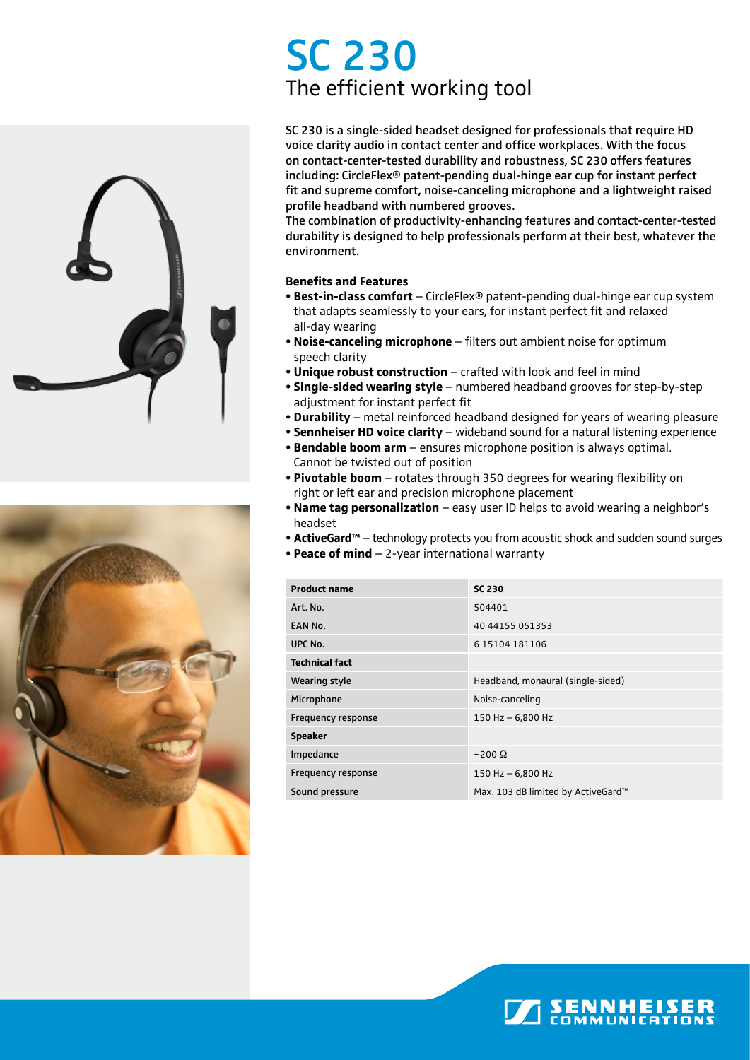# SC 230

## The efficient working tool

**SC 230 is a single-sided headset designed for professionals that require HD voice clarity audio in contact center and office workplaces. With the focus on contact-center-tested durability and robustness, SC 230 offers features including: CircleFlex® patent-pending dual-hinge ear cup for instant perfect fit and supreme comfort, noise-canceling microphone and a lightweight raised profile headband with numbered grooves.**
**The combination of productivity-enhancing features and contact-center-tested durability is designed to help professionals perform at their best, whatever the environment.**

### Benefits and Features

- **Best-in-class comfort** – CircleFlex® patent-pending dual-hinge ear cup system that adapts seamlessly to your ears, for instant perfect fit and relaxed all-day wearing
- **Noise-canceling microphone** – filters out ambient noise for optimum speech clarity
- **Unique robust construction** – crafted with look and feel in mind
- **Single-sided wearing style** – numbered headband grooves for step-by-step adjustment for instant perfect fit
- **Durability** – metal reinforced headband designed for years of wearing pleasure
- **Sennheiser HD voice clarity** – wideband sound for a natural listening experience
- **Bendable boom arm** – ensures microphone position is always optimal. Cannot be twisted out of position
- **Pivotable boom** – rotates through 350 degrees for wearing flexibility on right or left ear and precision microphone placement
- **Name tag personalization** – easy user ID helps to avoid wearing a neighbor's headset
- **ActiveGard™** – technology protects you from acoustic shock and sudden sound surges
- **Peace of mind** – 2-year international warranty

| **Product name** | **SC 230** |
| --- | --- |
| Art. No. | 504401 |
| EAN No. | 40 44155 051353 |
| UPC No. | 6 15104 181106 |
| **Technical fact** | |
| Wearing style | Headband, monaural (single-sided) |
| Microphone | Noise-canceling |
| Frequency response | 150 Hz – 6,800 Hz |
| **Speaker** | |
| Impedance | ~200 Ω |
| Frequency response | 150 Hz – 6,800 Hz |
| Sound pressure | Max. 103 dB limited by ActiveGard™ |

SENNHEISER COMMUNICATIONS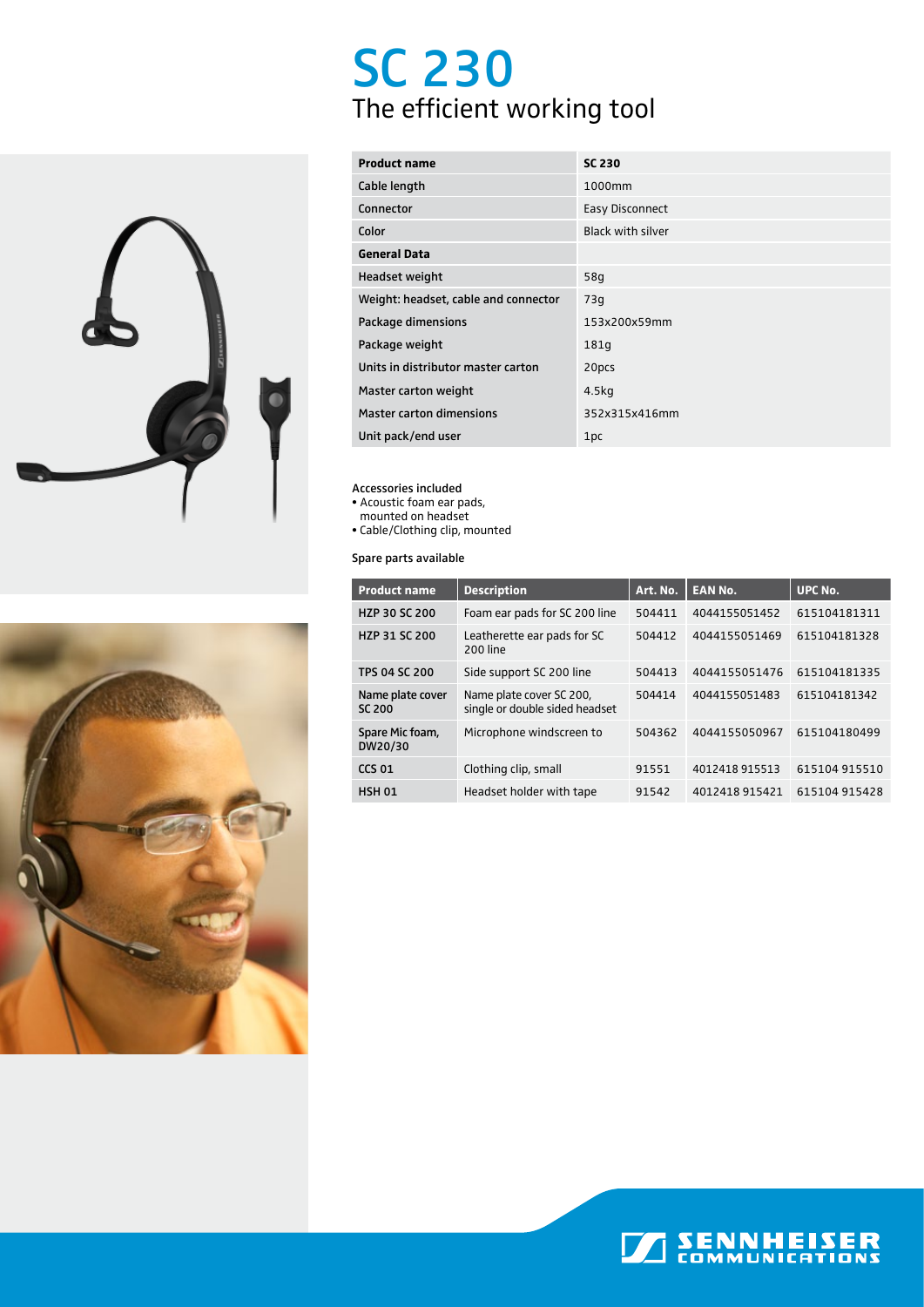# SC 230

## The efficient working tool

| Product name | SC 230 |
|---|---|
| Cable length | 1000mm |
| Connector | Easy Disconnect |
| Color | Black with silver |
| **General Data** | |
| Headset weight | 58g |
| Weight: headset, cable and connector | 73g |
| Package dimensions | 153x200x59mm |
| Package weight | 181g |
| Units in distributor master carton | 20pcs |
| Master carton weight | 4.5kg |
| Master carton dimensions | 352x315x416mm |
| Unit pack/end user | 1pc |

**Accessories included**

- Acoustic foam ear pads, mounted on headset
- Cable/Clothing clip, mounted

**Spare parts available**

| Product name | Description | Art. No. | EAN No. | UPC No. |
|---|---|---|---|---|
| HZP 30 SC 200 | Foam ear pads for SC 200 line | 504411 | 4044155051452 | 615104181311 |
| HZP 31 SC 200 | Leatherette ear pads for SC 200 line | 504412 | 4044155051469 | 615104181328 |
| TPS 04 SC 200 | Side support SC 200 line | 504413 | 4044155051476 | 615104181335 |
| Name plate cover SC 200 | Name plate cover SC 200, single or double sided headset | 504414 | 4044155051483 | 615104181342 |
| Spare Mic foam, DW20/30 | Microphone windscreen to | 504362 | 4044155050967 | 615104180499 |
| CCS 01 | Clothing clip, small | 91551 | 4012418 915513 | 615104 915510 |
| HSH 01 | Headset holder with tape | 91542 | 4012418 915421 | 615104 915428 |